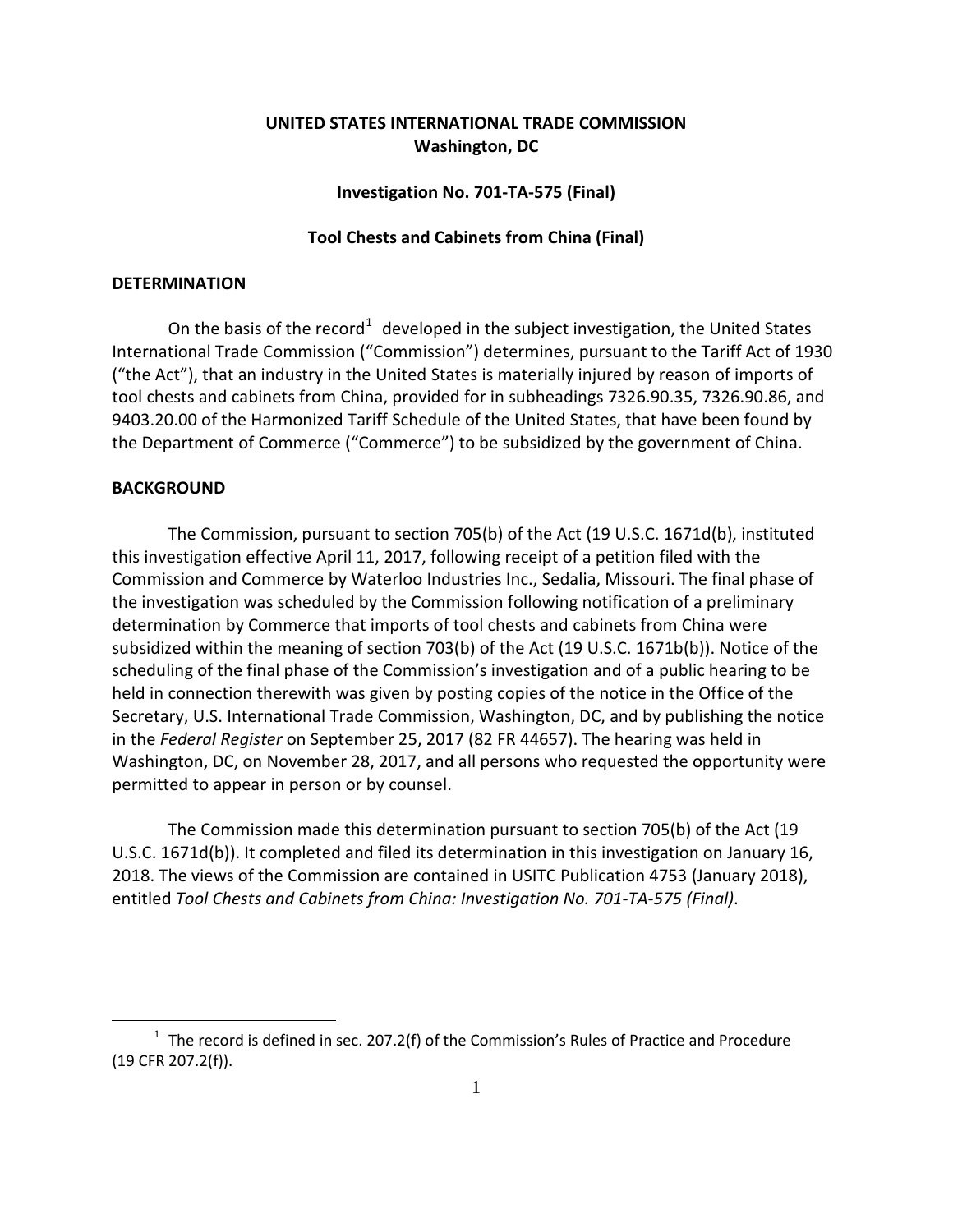**UNITED STATES INTERNATIONAL TRADE COMMISSION**
**Washington, DC**

**Investigation No. 701-TA-575 (Final)**

**Tool Chests and Cabinets from China (Final)**

**DETERMINATION**

On the basis of the record[1] developed in the subject investigation, the United States International Trade Commission ("Commission") determines, pursuant to the Tariff Act of 1930 ("the Act"), that an industry in the United States is materially injured by reason of imports of tool chests and cabinets from China, provided for in subheadings 7326.90.35, 7326.90.86, and 9403.20.00 of the Harmonized Tariff Schedule of the United States, that have been found by the Department of Commerce ("Commerce") to be subsidized by the government of China.

**BACKGROUND**

The Commission, pursuant to section 705(b) of the Act (19 U.S.C. 1671d(b), instituted this investigation effective April 11, 2017, following receipt of a petition filed with the Commission and Commerce by Waterloo Industries Inc., Sedalia, Missouri. The final phase of the investigation was scheduled by the Commission following notification of a preliminary determination by Commerce that imports of tool chests and cabinets from China were subsidized within the meaning of section 703(b) of the Act (19 U.S.C. 1671b(b)). Notice of the scheduling of the final phase of the Commission's investigation and of a public hearing to be held in connection therewith was given by posting copies of the notice in the Office of the Secretary, U.S. International Trade Commission, Washington, DC, and by publishing the notice in the *Federal Register* on September 25, 2017 (82 FR 44657). The hearing was held in Washington, DC, on November 28, 2017, and all persons who requested the opportunity were permitted to appear in person or by counsel.

The Commission made this determination pursuant to section 705(b) of the Act (19 U.S.C. 1671d(b)). It completed and filed its determination in this investigation on January 16, 2018. The views of the Commission are contained in USITC Publication 4753 (January 2018), entitled *Tool Chests and Cabinets from China: Investigation No. 701-TA-575 (Final)*.

---

[1] The record is defined in sec. 207.2(f) of the Commission's Rules of Practice and Procedure (19 CFR 207.2(f)).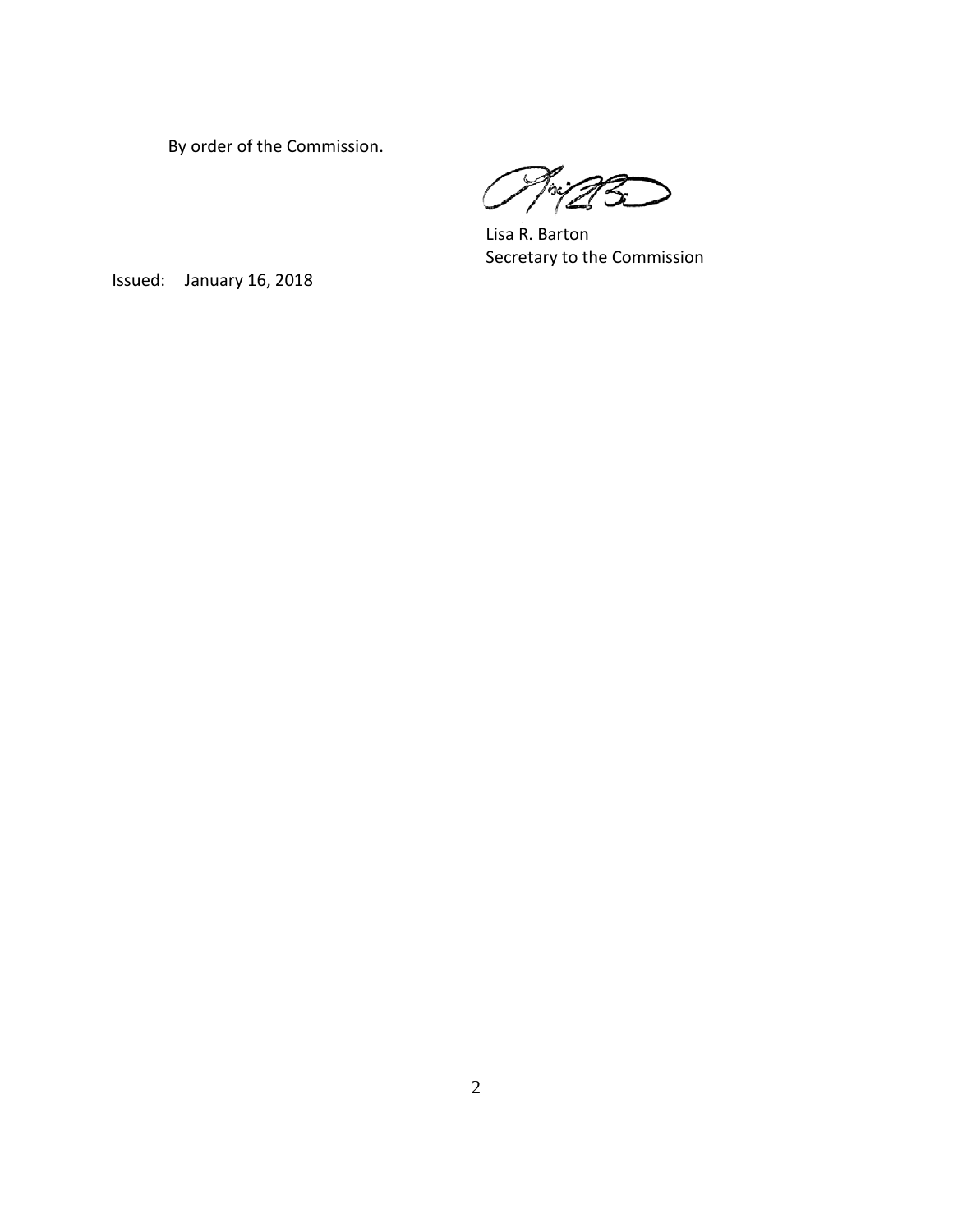By order of the Commission.

Lisa R. Barton
Secretary to the Commission

Issued: January 16, 2018